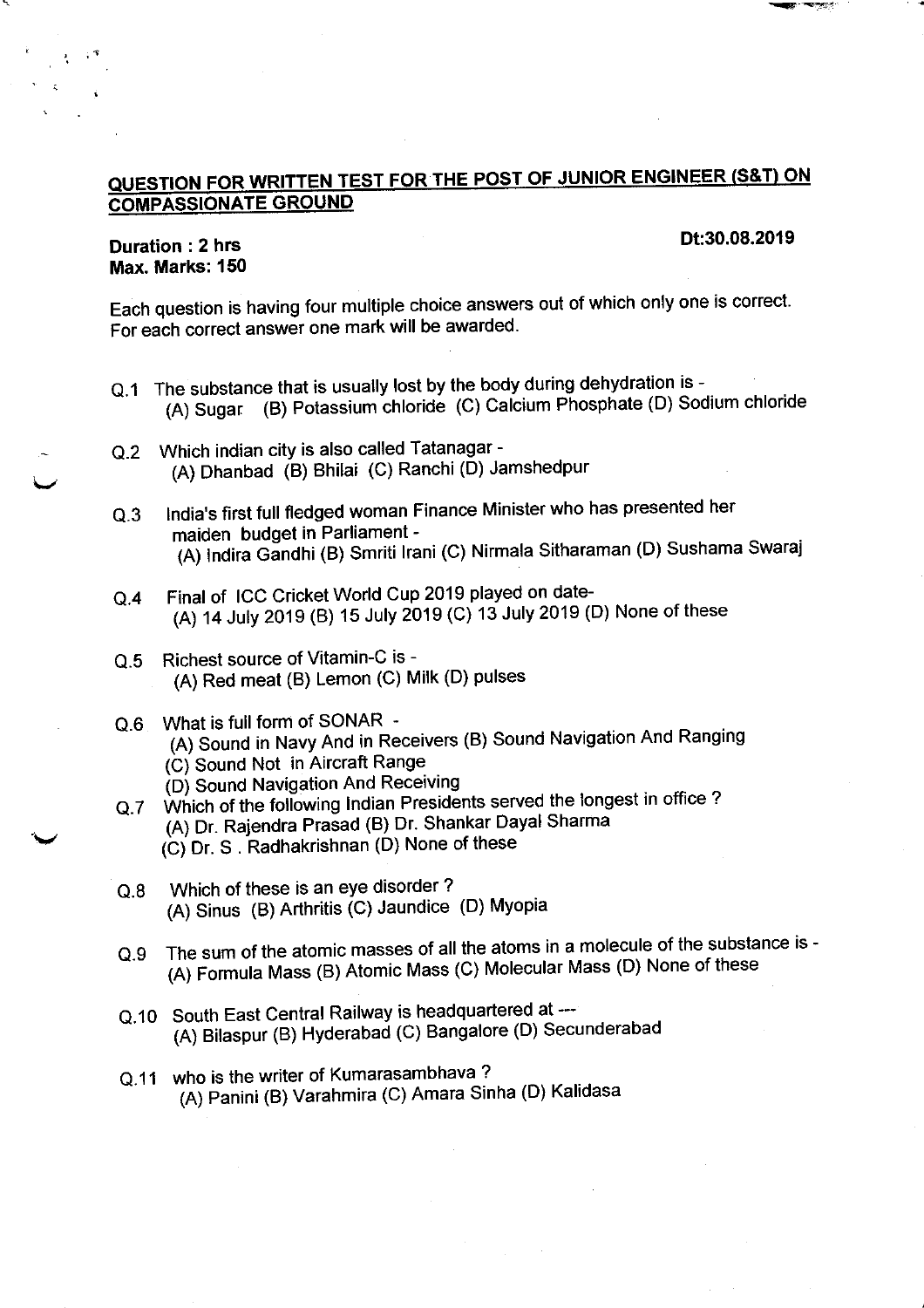## QUESTION FOR WRITTEN TEST FOR THE POST OF JUNIOR ENGINEER (S&T) ON COMPASSIONATE GROUND

**Duration : 2 hrs** **Dt:30.08.2019**
**Max. Marks: 150**

Each question is having four multiple choice answers out of which only one is correct. For each correct answer one mark will be awarded.

Q.1 The substance that is usually lost by the body during dehydration is -
(A) Sugar (B) Potassium chloride (C) Calcium Phosphate (D) Sodium chloride

Q.2 Which indian city is also called Tatanagar -
(A) Dhanbad (B) Bhilai (C) Ranchi (D) Jamshedpur

Q.3 India's first full fledged woman Finance Minister who has presented her maiden budget in Parliament -
(A) Indira Gandhi (B) Smriti Irani (C) Nirmala Sitharaman (D) Sushama Swaraj

Q.4 Final of ICC Cricket World Cup 2019 played on date-
(A) 14 July 2019 (B) 15 July 2019 (C) 13 July 2019 (D) None of these

Q.5 Richest source of Vitamin-C is -
(A) Red meat (B) Lemon (C) Milk (D) pulses

Q.6 What is full form of SONAR -
(A) Sound in Navy And in Receivers (B) Sound Navigation And Ranging
(C) Sound Not in Aircraft Range
(D) Sound Navigation And Receiving

Q.7 Which of the following Indian Presidents served the longest in office ?
(A) Dr. Rajendra Prasad (B) Dr. Shankar Dayal Sharma
(C) Dr. S . Radhakrishnan (D) None of these

Q.8 Which of these is an eye disorder ?
(A) Sinus (B) Arthritis (C) Jaundice (D) Myopia

Q.9 The sum of the atomic masses of all the atoms in a molecule of the substance is -
(A) Formula Mass (B) Atomic Mass (C) Molecular Mass (D) None of these

Q.10 South East Central Railway is headquartered at ---
(A) Bilaspur (B) Hyderabad (C) Bangalore (D) Secunderabad

Q.11 who is the writer of Kumarasambhava ?
(A) Panini (B) Varahmira (C) Amara Sinha (D) Kalidasa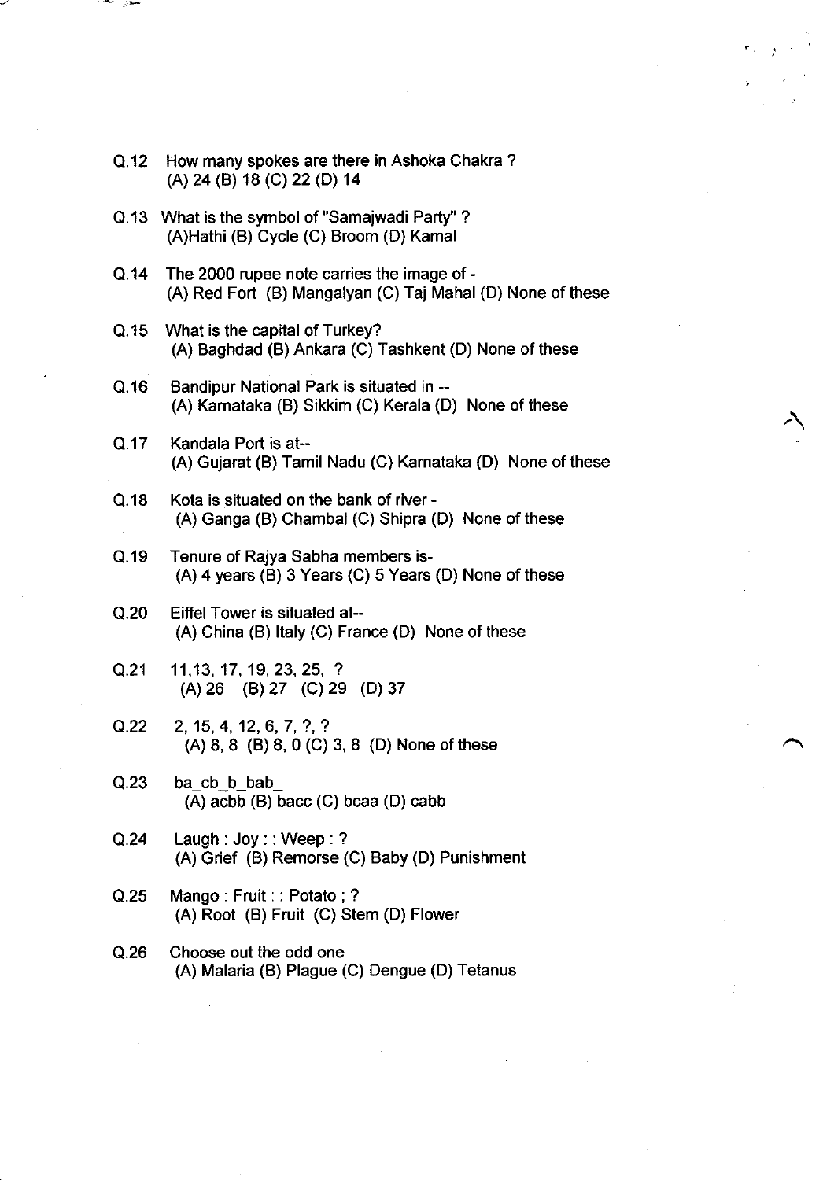Q.12 How many spokes are there in Ashoka Chakra ?
(A) 24 (B) 18 (C) 22 (D) 14

Q.13 What is the symbol of "Samajwadi Party" ?
(A)Hathi (B) Cycle (C) Broom (D) Kamal

Q.14 The 2000 rupee note carries the image of -
(A) Red Fort (B) Mangalyan (C) Taj Mahal (D) None of these

Q.15 What is the capital of Turkey?
(A) Baghdad (B) Ankara (C) Tashkent (D) None of these

Q.16 Bandipur National Park is situated in --
(A) Karnataka (B) Sikkim (C) Kerala (D) None of these

Q.17 Kandala Port is at--
(A) Gujarat (B) Tamil Nadu (C) Karnataka (D) None of these

Q.18 Kota is situated on the bank of river -
(A) Ganga (B) Chambal (C) Shipra (D) None of these

Q.19 Tenure of Rajya Sabha members is-
(A) 4 years (B) 3 Years (C) 5 Years (D) None of these

Q.20 Eiffel Tower is situated at--
(A) China (B) Italy (C) France (D) None of these

Q.21 11,13, 17, 19, 23, 25, ?
(A) 26 (B) 27 (C) 29 (D) 37

Q.22 2, 15, 4, 12, 6, 7, ?, ?
(A) 8, 8 (B) 8, 0 (C) 3, 8 (D) None of these

Q.23 ba_cb_b_bab_
(A) acbb (B) bacc (C) bcaa (D) cabb

Q.24 Laugh : Joy : : Weep : ?
(A) Grief (B) Remorse (C) Baby (D) Punishment

Q.25 Mango : Fruit : : Potato ; ?
(A) Root (B) Fruit (C) Stem (D) Flower

Q.26 Choose out the odd one
(A) Malaria (B) Plague (C) Dengue (D) Tetanus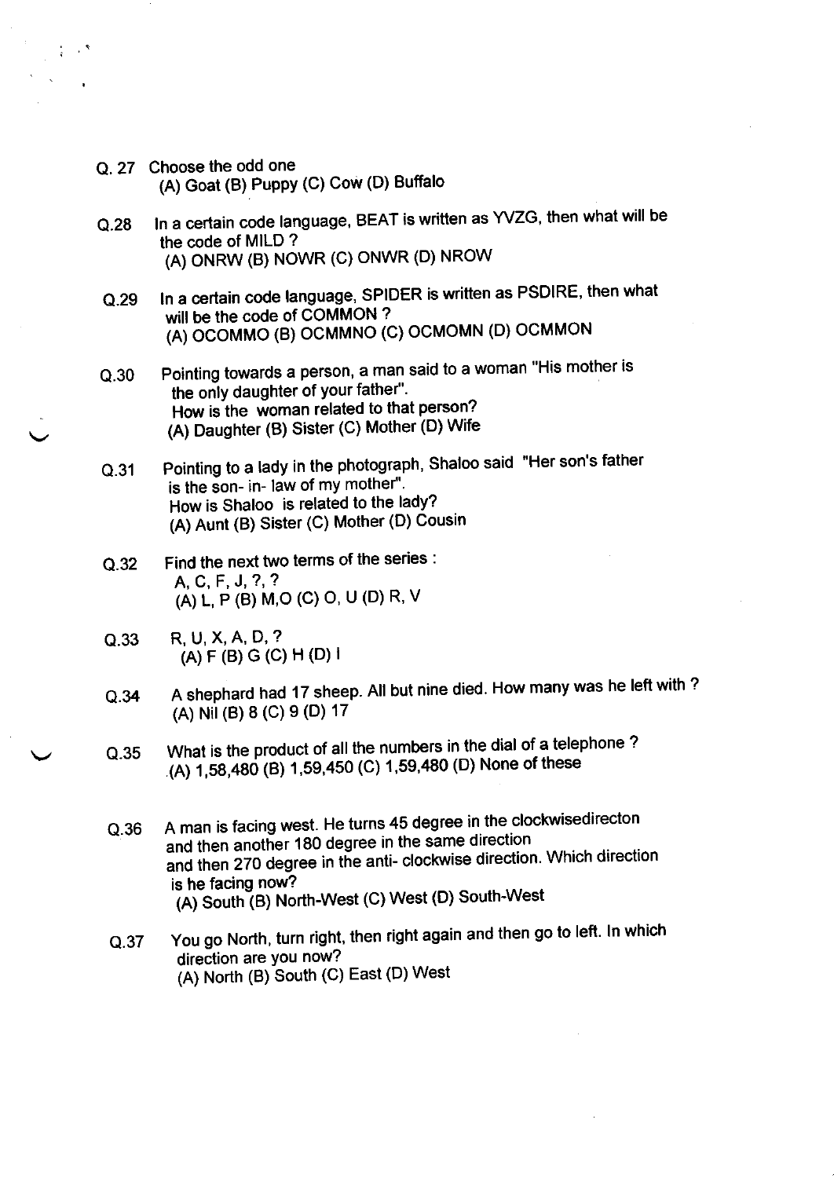Q. 27 Choose the odd one
(A) Goat (B) Puppy (C) Cow (D) Buffalo

Q.28 In a certain code language, BEAT is written as YVZG, then what will be the code of MILD ?
(A) ONRW (B) NOWR (C) ONWR (D) NROW

Q.29 In a certain code language, SPIDER is written as PSDIRE, then what will be the code of COMMON ?
(A) OCOMMO (B) OCMMNO (C) OCMOMN (D) OCMMON

Q.30 Pointing towards a person, a man said to a woman "His mother is the only daughter of your father".
How is the woman related to that person?
(A) Daughter (B) Sister (C) Mother (D) Wife

Q.31 Pointing to a lady in the photograph, Shaloo said "Her son's father is the son- in- law of my mother".
How is Shaloo is related to the lady?
(A) Aunt (B) Sister (C) Mother (D) Cousin

Q.32 Find the next two terms of the series :
A, C, F, J, ?, ?
(A) L, P (B) M,O (C) O, U (D) R, V

Q.33 R, U, X, A, D, ?
(A) F (B) G (C) H (D) I

Q.34 A shephard had 17 sheep. All but nine died. How many was he left with ?
(A) Nil (B) 8 (C) 9 (D) 17

Q.35 What is the product of all the numbers in the dial of a telephone ?
(A) 1,58,480 (B) 1,59,450 (C) 1,59,480 (D) None of these

Q.36 A man is facing west. He turns 45 degree in the clockwisedirecton and then another 180 degree in the same direction and then 270 degree in the anti- clockwise direction. Which direction is he facing now?
(A) South (B) North-West (C) West (D) South-West

Q.37 You go North, turn right, then right again and then go to left. In which direction are you now?
(A) North (B) South (C) East (D) West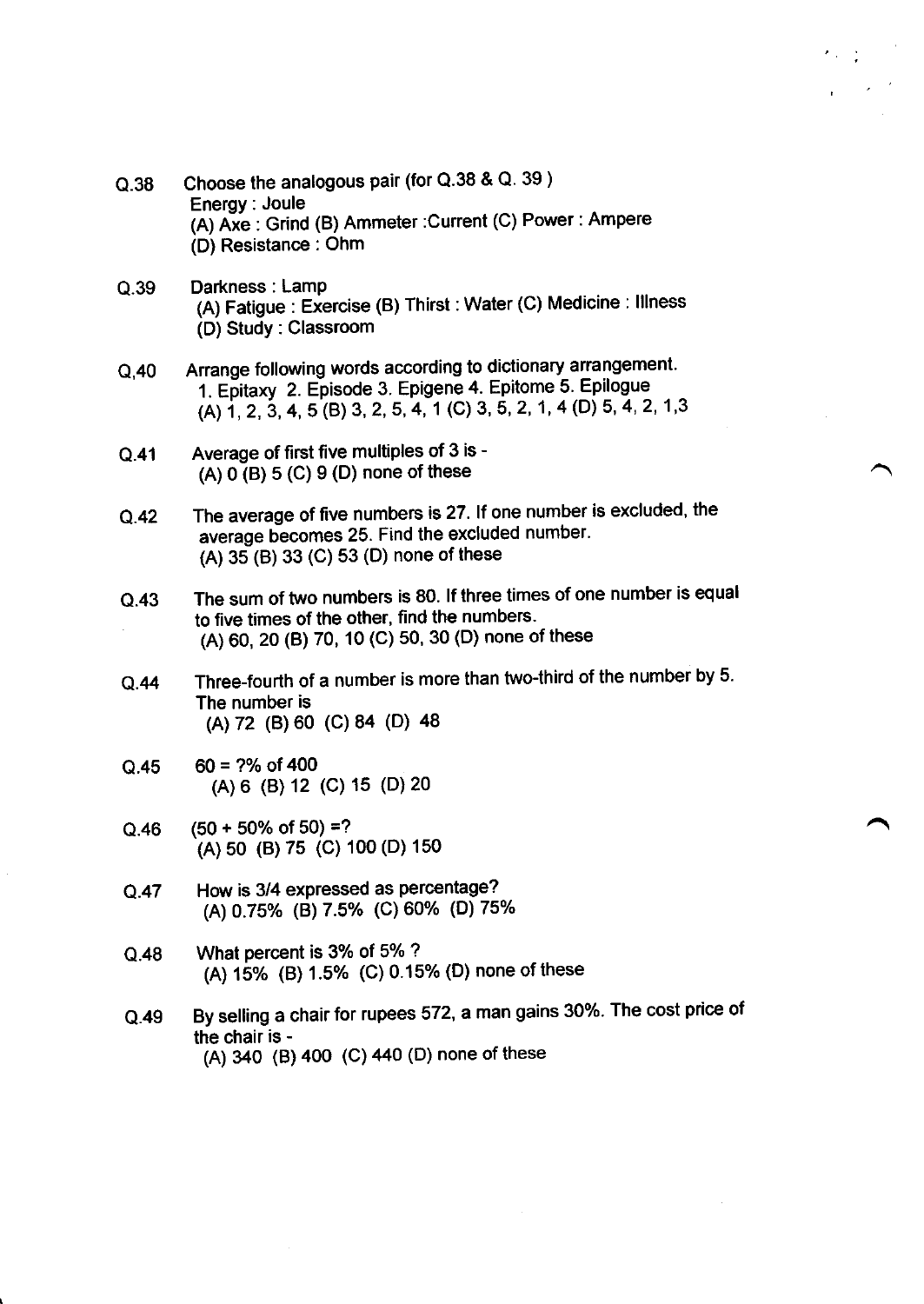Q.38 Choose the analogous pair (for Q.38 & Q. 39 )
Energy : Joule
(A) Axe : Grind (B) Ammeter :Current (C) Power : Ampere
(D) Resistance : Ohm

Q.39 Darkness : Lamp
(A) Fatigue : Exercise (B) Thirst : Water (C) Medicine : Illness
(D) Study : Classroom

Q.40 Arrange following words according to dictionary arrangement.
1. Epitaxy 2. Episode 3. Epigene 4. Epitome 5. Epilogue
(A) 1, 2, 3, 4, 5 (B) 3, 2, 5, 4, 1 (C) 3, 5, 2, 1, 4 (D) 5, 4, 2, 1,3

Q.41 Average of first five multiples of 3 is -
(A) 0 (B) 5 (C) 9 (D) none of these

Q.42 The average of five numbers is 27. If one number is excluded, the average becomes 25. Find the excluded number.
(A) 35 (B) 33 (C) 53 (D) none of these

Q.43 The sum of two numbers is 80. If three times of one number is equal to five times of the other, find the numbers.
(A) 60, 20 (B) 70, 10 (C) 50, 30 (D) none of these

Q.44 Three-fourth of a number is more than two-third of the number by 5. The number is
(A) 72 (B) 60 (C) 84 (D) 48

Q.45 60 = ?% of 400
(A) 6 (B) 12 (C) 15 (D) 20

Q.46 (50 + 50% of 50) =?
(A) 50 (B) 75 (C) 100 (D) 150

Q.47 How is 3/4 expressed as percentage?
(A) 0.75% (B) 7.5% (C) 60% (D) 75%

Q.48 What percent is 3% of 5% ?
(A) 15% (B) 1.5% (C) 0.15% (D) none of these

Q.49 By selling a chair for rupees 572, a man gains 30%. The cost price of the chair is -
(A) 340 (B) 400 (C) 440 (D) none of these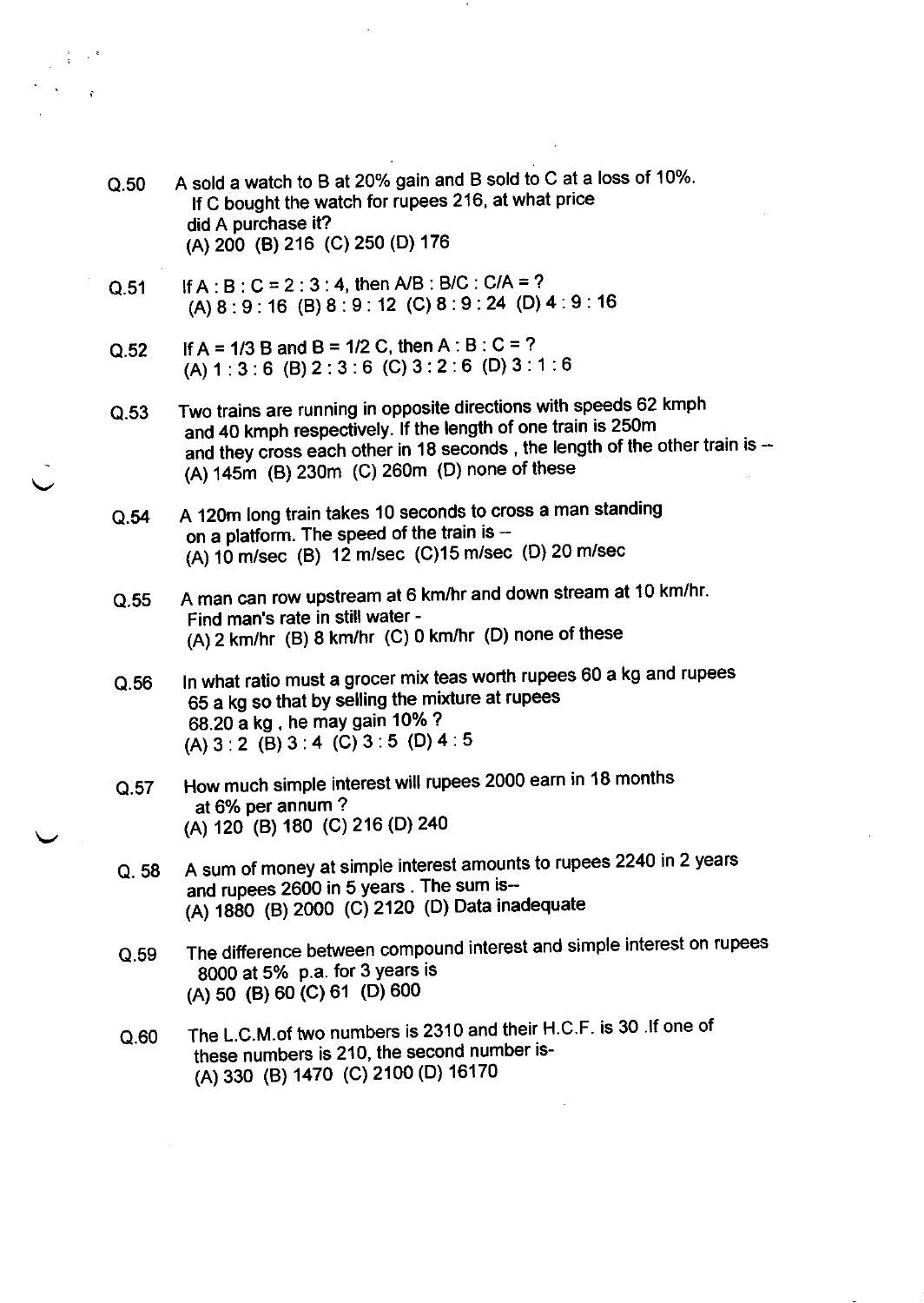Q.50 A sold a watch to B at 20% gain and B sold to C at a loss of 10%. If C bought the watch for rupees 216, at what price did A purchase it?
(A) 200 (B) 216 (C) 250 (D) 176

Q.51 If A : B : C = 2 : 3 : 4, then A/B : B/C : C/A = ?
(A) 8 : 9 : 16 (B) 8 : 9 : 12 (C) 8 : 9 : 24 (D) 4 : 9 : 16

Q.52 If A = 1/3 B and B = 1/2 C, then A : B : C = ?
(A) 1 : 3 : 6 (B) 2 : 3 : 6 (C) 3 : 2 : 6 (D) 3 : 1 : 6

Q.53 Two trains are running in opposite directions with speeds 62 kmph and 40 kmph respectively. If the length of one train is 250m and they cross each other in 18 seconds , the length of the other train is --
(A) 145m (B) 230m (C) 260m (D) none of these

Q.54 A 120m long train takes 10 seconds to cross a man standing on a platform. The speed of the train is --
(A) 10 m/sec (B) 12 m/sec (C)15 m/sec (D) 20 m/sec

Q.55 A man can row upstream at 6 km/hr and down stream at 10 km/hr. Find man's rate in still water -
(A) 2 km/hr (B) 8 km/hr (C) 0 km/hr (D) none of these

Q.56 In what ratio must a grocer mix teas worth rupees 60 a kg and rupees 65 a kg so that by selling the mixture at rupees 68.20 a kg , he may gain 10% ?
(A) 3 : 2 (B) 3 : 4 (C) 3 : 5 (D) 4 : 5

Q.57 How much simple interest will rupees 2000 earn in 18 months at 6% per annum ?
(A) 120 (B) 180 (C) 216 (D) 240

Q. 58 A sum of money at simple interest amounts to rupees 2240 in 2 years and rupees 2600 in 5 years . The sum is--
(A) 1880 (B) 2000 (C) 2120 (D) Data inadequate

Q.59 The difference between compound interest and simple interest on rupees 8000 at 5% p.a. for 3 years is
(A) 50 (B) 60 (C) 61 (D) 600

Q.60 The L.C.M.of two numbers is 2310 and their H.C.F. is 30 .If one of these numbers is 210, the second number is-
(A) 330 (B) 1470 (C) 2100 (D) 16170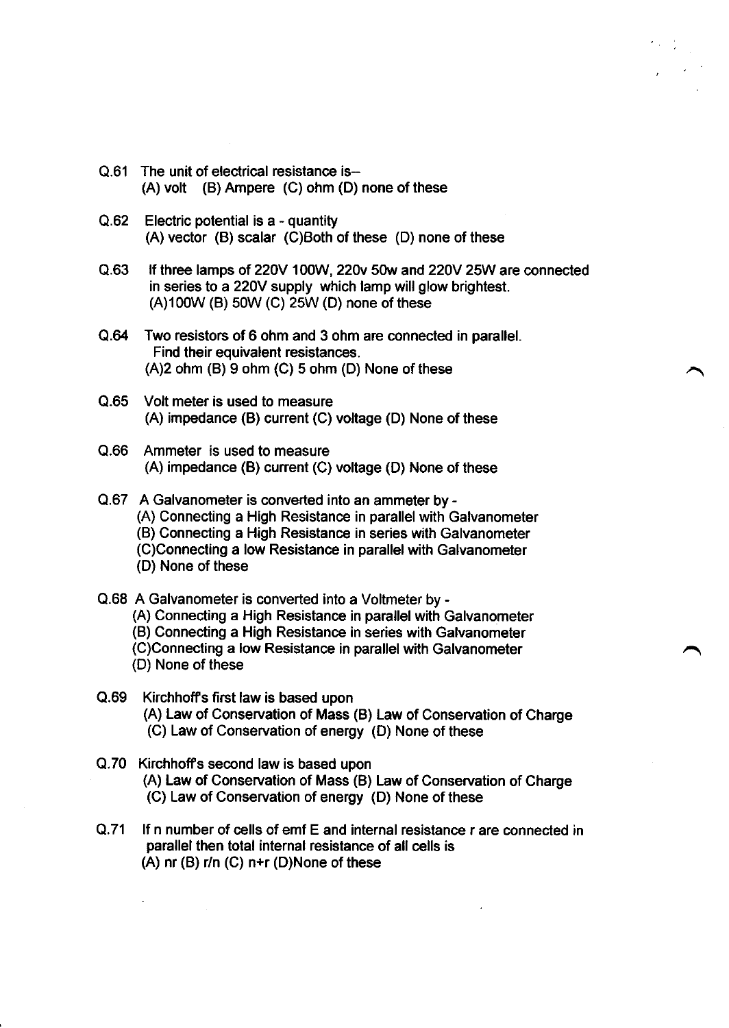Q.61 The unit of electrical resistance is–
(A) volt (B) Ampere (C) ohm (D) none of these

Q.62 Electric potential is a - quantity
(A) vector (B) scalar (C)Both of these (D) none of these

Q.63 If three lamps of 220V 100W, 220v 50w and 220V 25W are connected in series to a 220V supply which lamp will glow brightest.
(A)100W (B) 50W (C) 25W (D) none of these

Q.64 Two resistors of 6 ohm and 3 ohm are connected in parallel. Find their equivalent resistances.
(A)2 ohm (B) 9 ohm (C) 5 ohm (D) None of these

Q.65 Volt meter is used to measure
(A) impedance (B) current (C) voltage (D) None of these

Q.66 Ammeter is used to measure
(A) impedance (B) current (C) voltage (D) None of these

Q.67 A Galvanometer is converted into an ammeter by -
(A) Connecting a High Resistance in parallel with Galvanometer
(B) Connecting a High Resistance in series with Galvanometer
(C)Connecting a low Resistance in parallel with Galvanometer
(D) None of these

Q.68 A Galvanometer is converted into a Voltmeter by -
(A) Connecting a High Resistance in parallel with Galvanometer
(B) Connecting a High Resistance in series with Galvanometer
(C)Connecting a low Resistance in parallel with Galvanometer
(D) None of these

Q.69 Kirchhoff's first law is based upon
(A) Law of Conservation of Mass (B) Law of Conservation of Charge
(C) Law of Conservation of energy (D) None of these

Q.70 Kirchhoff's second law is based upon
(A) Law of Conservation of Mass (B) Law of Conservation of Charge
(C) Law of Conservation of energy (D) None of these

Q.71 If n number of cells of emf E and internal resistance r are connected in parallel then total internal resistance of all cells is
(A) nr (B) r/n (C) n+r (D)None of these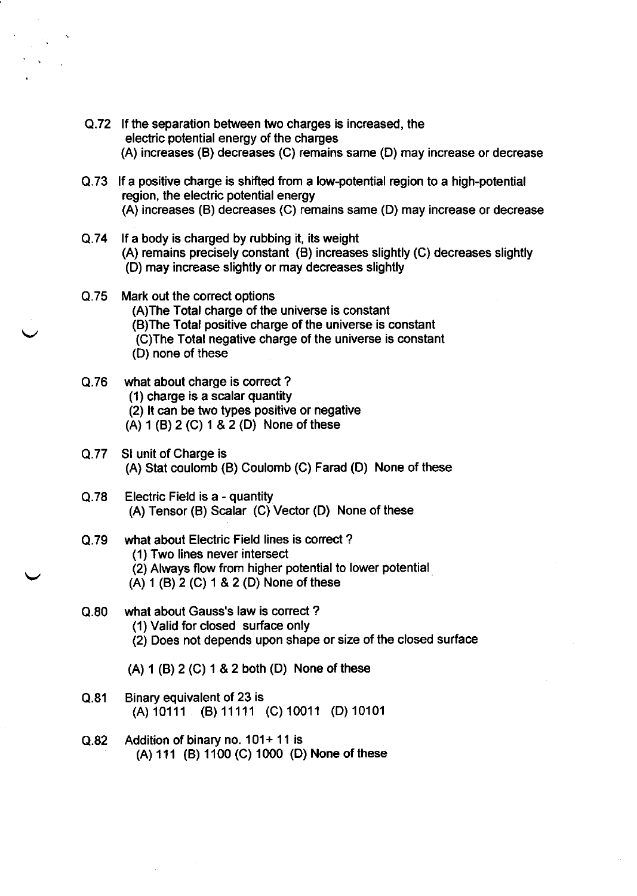Q.72 If the separation between two charges is increased, the electric potential energy of the charges
(A) increases (B) decreases (C) remains same (D) may increase or decrease

Q.73 If a positive charge is shifted from a low-potential region to a high-potential region, the electric potential energy
(A) increases (B) decreases (C) remains same (D) may increase or decrease

Q.74 If a body is charged by rubbing it, its weight
(A) remains precisely constant (B) increases slightly (C) decreases slightly
(D) may increase slightly or may decreases slightly

Q.75 Mark out the correct options
(A)The Total charge of the universe is constant
(B)The Total positive charge of the universe is constant
(C)The Total negative charge of the universe is constant
(D) none of these

Q.76 what about charge is correct ?
(1) charge is a scalar quantity
(2) It can be two types positive or negative
(A) 1 (B) 2 (C) 1 & 2 (D) None of these

Q.77 SI unit of Charge is
(A) Stat coulomb (B) Coulomb (C) Farad (D) None of these

Q.78 Electric Field is a - quantity
(A) Tensor (B) Scalar (C) Vector (D) None of these

Q.79 what about Electric Field lines is correct ?
(1) Two lines never intersect
(2) Always flow from higher potential to lower potential
(A) 1 (B) 2 (C) 1 & 2 (D) None of these

Q.80 what about Gauss's law is correct ?
(1) Valid for closed surface only
(2) Does not depends upon shape or size of the closed surface

(A) 1 (B) 2 (C) 1 & 2 both (D) None of these

Q.81 Binary equivalent of 23 is
(A) 10111 (B) 11111 (C) 10011 (D) 10101

Q.82 Addition of binary no. 101+ 11 is
(A) 111 (B) 1100 (C) 1000 (D) None of these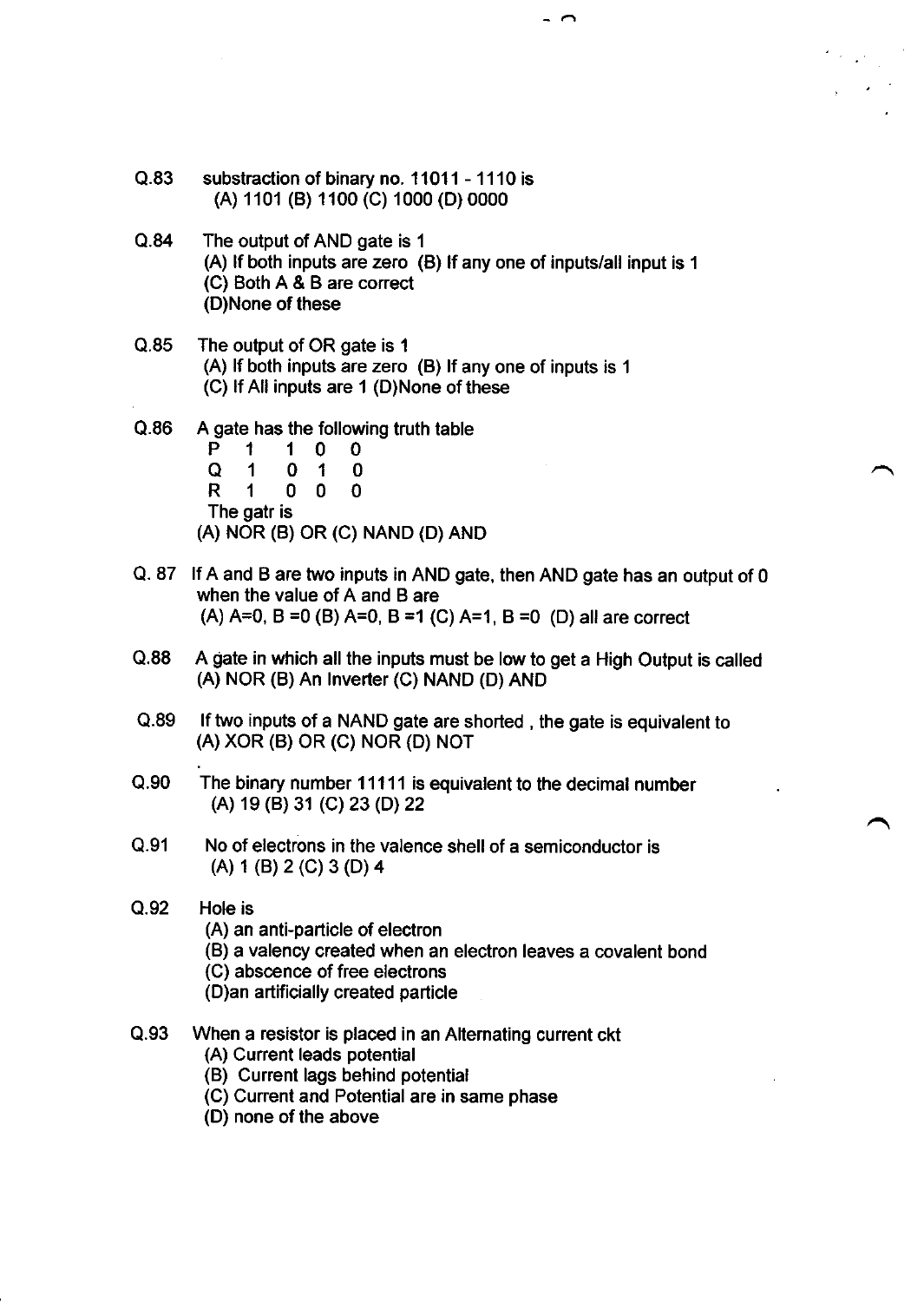Q.83 substraction of binary no. 11011 - 1110 is
(A) 1101 (B) 1100 (C) 1000 (D) 0000

Q.84 The output of AND gate is 1
(A) If both inputs are zero (B) If any one of inputs/all input is 1
(C) Both A & B are correct
(D)None of these

Q.85 The output of OR gate is 1
(A) If both inputs are zero (B) If any one of inputs is 1
(C) If All inputs are 1 (D)None of these

Q.86 A gate has the following truth table

| P | 1 | 1 | 0 | 0 |
|---|---|---|---|---|
| Q | 1 | 0 | 1 | 0 |
| R | 1 | 0 | 0 | 0 |

The gatr is
(A) NOR (B) OR (C) NAND (D) AND

Q. 87 If A and B are two inputs in AND gate, then AND gate has an output of 0 when the value of A and B are
(A) A=0, B =0 (B) A=0, B =1 (C) A=1, B =0 (D) all are correct

Q.88 A gate in which all the inputs must be low to get a High Output is called
(A) NOR (B) An Inverter (C) NAND (D) AND

Q.89 If two inputs of a NAND gate are shorted , the gate is equivalent to
(A) XOR (B) OR (C) NOR (D) NOT

Q.90 The binary number 11111 is equivalent to the decimal number
(A) 19 (B) 31 (C) 23 (D) 22

Q.91 No of electrons in the valence shell of a semiconductor is
(A) 1 (B) 2 (C) 3 (D) 4

Q.92 Hole is
(A) an anti-particle of electron
(B) a valency created when an electron leaves a covalent bond
(C) abscence of free electrons
(D)an artificially created particle

Q.93 When a resistor is placed in an Alternating current ckt
(A) Current leads potential
(B) Current lags behind potential
(C) Current and Potential are in same phase
(D) none of the above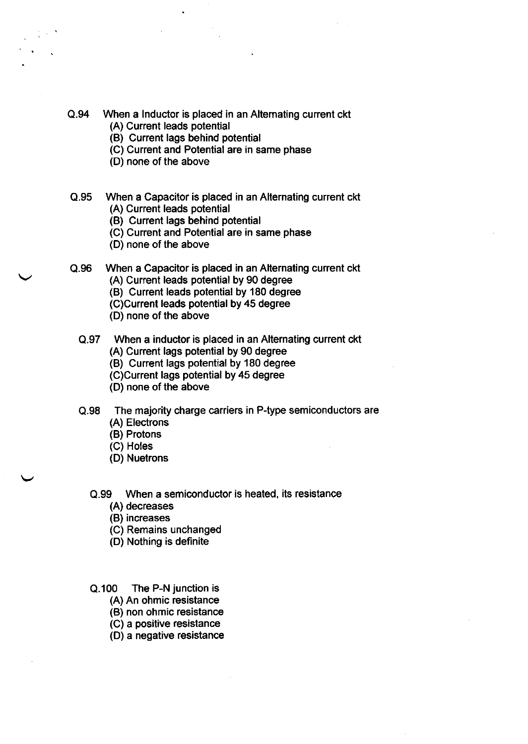Q.94 When a Inductor is placed in an Alternating current ckt

(A) Current leads potential
(B) Current lags behind potential
(C) Current and Potential are in same phase
(D) none of the above

Q.95 When a Capacitor is placed in an Alternating current ckt

(A) Current leads potential
(B) Current lags behind potential
(C) Current and Potential are in same phase
(D) none of the above

Q.96 When a Capacitor is placed in an Alternating current ckt

(A) Current leads potential by 90 degree
(B) Current leads potential by 180 degree
(C)Current leads potential by 45 degree
(D) none of the above

Q.97 When a inductor is placed in an Alternating current ckt

(A) Current lags potential by 90 degree
(B) Current lags potential by 180 degree
(C)Current lags potential by 45 degree
(D) none of the above

Q.98 The majority charge carriers in P-type semiconductors are

(A) Electrons
(B) Protons
(C) Holes
(D) Nuetrons

Q.99 When a semiconductor is heated, its resistance

(A) decreases
(B) increases
(C) Remains unchanged
(D) Nothing is definite

Q.100 The P-N junction is

(A) An ohmic resistance
(B) non ohmic resistance
(C) a positive resistance
(D) a negative resistance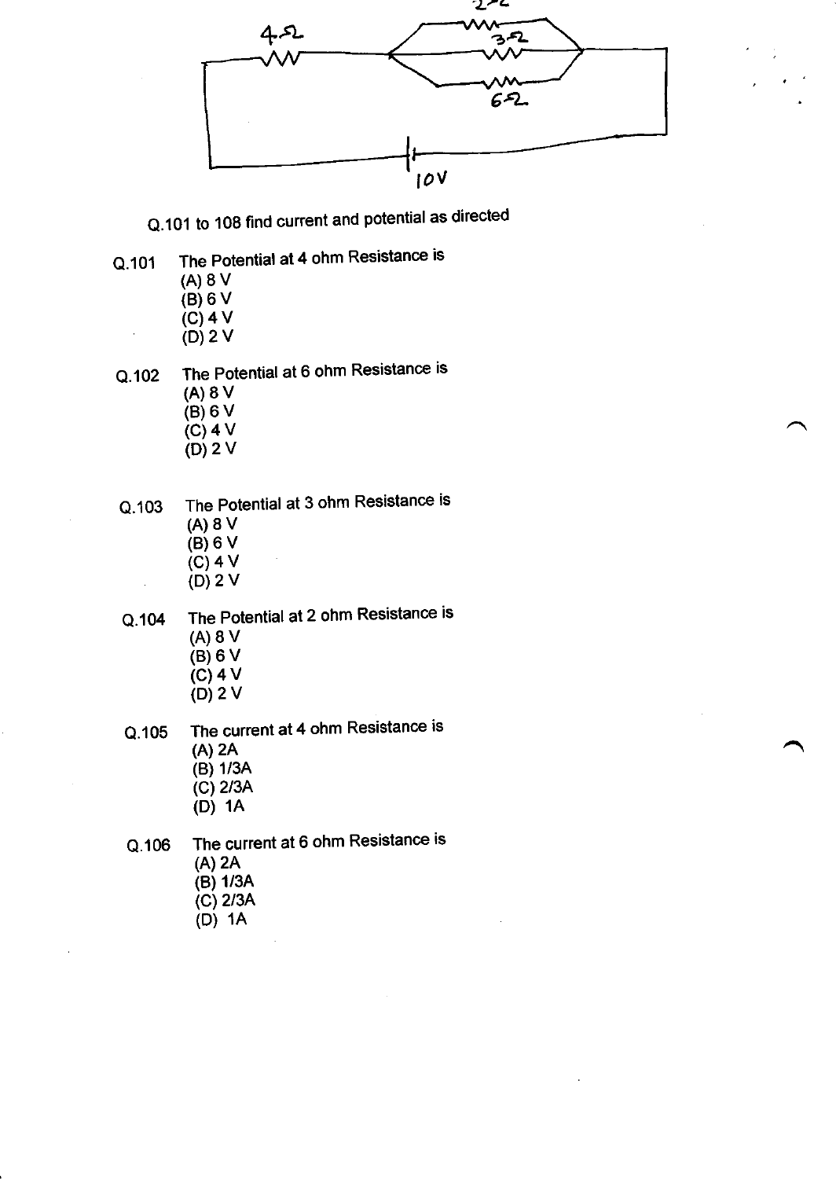Q.101 to 108 find current and potential as directed

Q.101 The Potential at 4 ohm Resistance is

(A) 8 V
(B) 6 V
(C) 4 V
(D) 2 V

Q.102 The Potential at 6 ohm Resistance is

(A) 8 V
(B) 6 V
(C) 4 V
(D) 2 V

Q.103 The Potential at 3 ohm Resistance is

(A) 8 V
(B) 6 V
(C) 4 V
(D) 2 V

Q.104 The Potential at 2 ohm Resistance is

(A) 8 V
(B) 6 V
(C) 4 V
(D) 2 V

Q.105 The current at 4 ohm Resistance is

(A) 2A
(B) 1/3A
(C) 2/3A
(D) 1A

Q.106 The current at 6 ohm Resistance is

(A) 2A
(B) 1/3A
(C) 2/3A
(D) 1A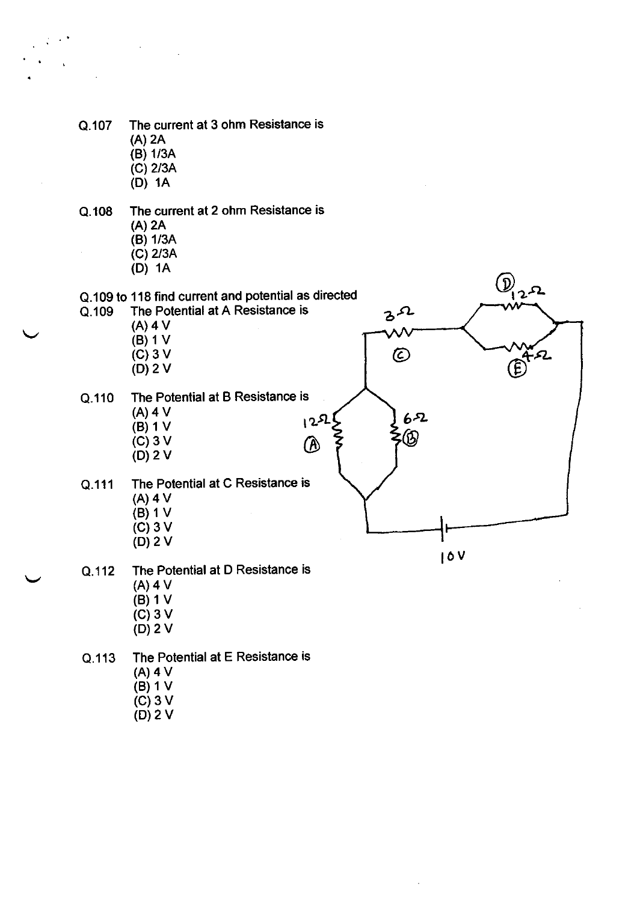Q.107 The current at 3 ohm Resistance is
(A) 2A
(B) 1/3A
(C) 2/3A
(D) 1A

Q.108 The current at 2 ohm Resistance is
(A) 2A
(B) 1/3A
(C) 2/3A
(D) 1A

Q.109 to 118 find current and potential as directed

Q.109 The Potential at A Resistance is
(A) 4 V
(B) 1 V
(C) 3 V
(D) 2 V

Q.110 The Potential at B Resistance is
(A) 4 V
(B) 1 V
(C) 3 V
(D) 2 V

Q.111 The Potential at C Resistance is
(A) 4 V
(B) 1 V
(C) 3 V
(D) 2 V

Q.112 The Potential at D Resistance is
(A) 4 V
(B) 1 V
(C) 3 V
(D) 2 V

Q.113 The Potential at E Resistance is
(A) 4 V
(B) 1 V
(C) 3 V
(D) 2 V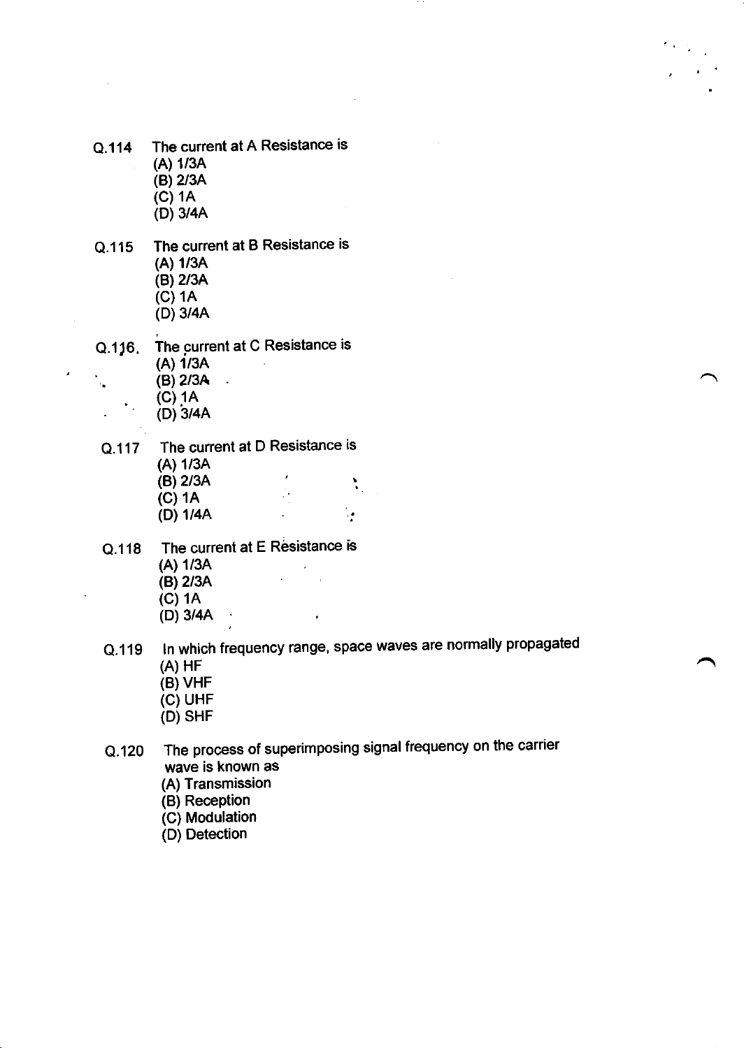Q.114 The current at A Resistance is
(A) 1/3A
(B) 2/3A
(C) 1A
(D) 3/4A

Q.115 The current at B Resistance is
(A) 1/3A
(B) 2/3A
(C) 1A
(D) 3/4A

Q.116. The current at C Resistance is
(A) 1/3A
(B) 2/3A
(C) 1A
(D) 3/4A

Q.117 The current at D Resistance is
(A) 1/3A
(B) 2/3A
(C) 1A
(D) 1/4A

Q.118 The current at E Resistance is
(A) 1/3A
(B) 2/3A
(C) 1A
(D) 3/4A

Q.119 In which frequency range, space waves are normally propagated
(A) HF
(B) VHF
(C) UHF
(D) SHF

Q.120 The process of superimposing signal frequency on the carrier wave is known as
(A) Transmission
(B) Reception
(C) Modulation
(D) Detection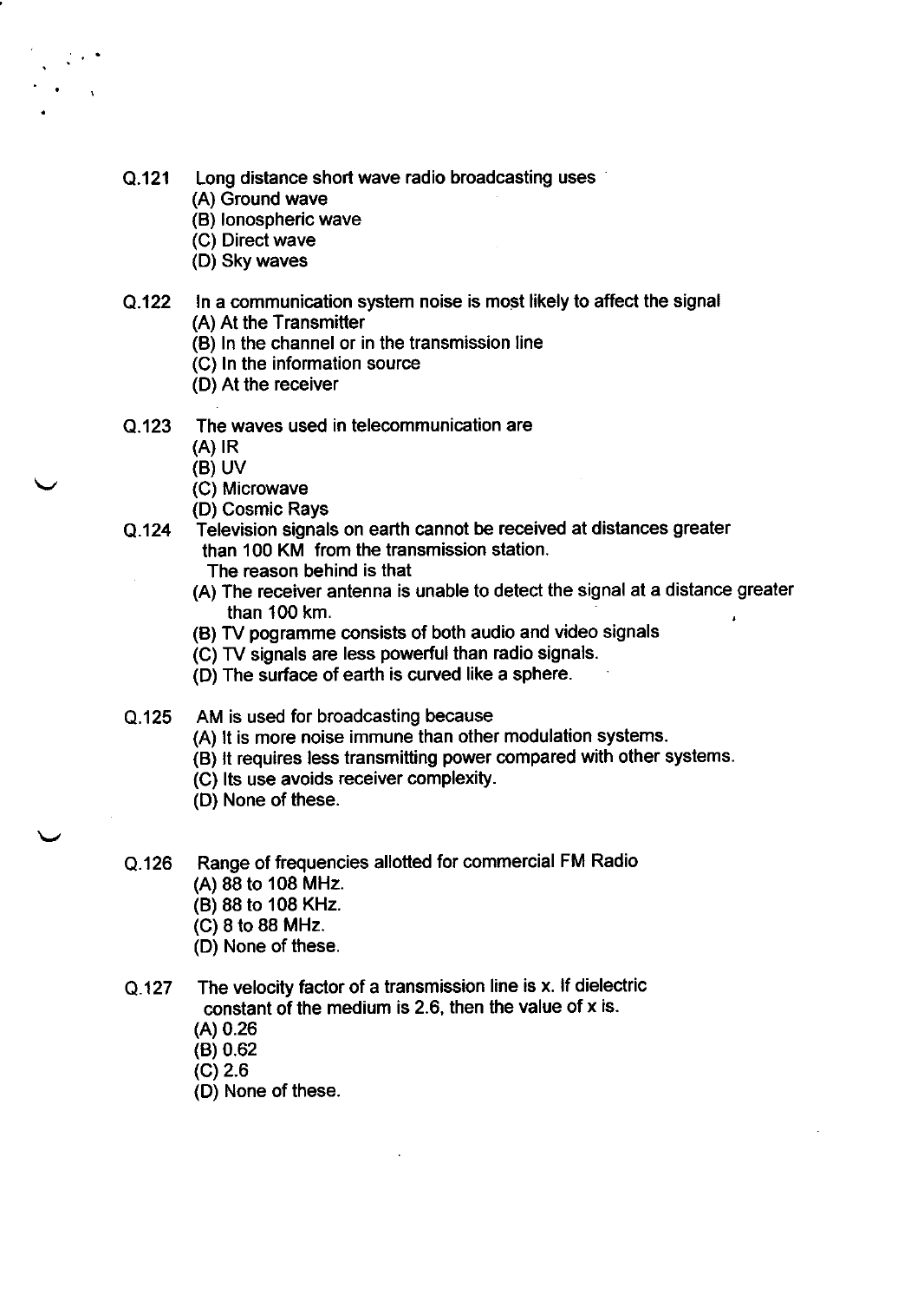Q.121 Long distance short wave radio broadcasting uses
(A) Ground wave
(B) Ionospheric wave
(C) Direct wave
(D) Sky waves

Q.122 In a communication system noise is most likely to affect the signal
(A) At the Transmitter
(B) In the channel or in the transmission line
(C) In the information source
(D) At the receiver

Q.123 The waves used in telecommunication are
(A) IR
(B) UV
(C) Microwave
(D) Cosmic Rays

Q.124 Television signals on earth cannot be received at distances greater than 100 KM from the transmission station.
The reason behind is that
(A) The receiver antenna is unable to detect the signal at a distance greater than 100 km.
(B) TV pogramme consists of both audio and video signals
(C) TV signals are less powerful than radio signals.
(D) The surface of earth is curved like a sphere.

Q.125 AM is used for broadcasting because
(A) It is more noise immune than other modulation systems.
(B) It requires less transmitting power compared with other systems.
(C) Its use avoids receiver complexity.
(D) None of these.

Q.126 Range of frequencies allotted for commercial FM Radio
(A) 88 to 108 MHz.
(B) 88 to 108 KHz.
(C) 8 to 88 MHz.
(D) None of these.

Q.127 The velocity factor of a transmission line is x. If dielectric constant of the medium is 2.6, then the value of x is.
(A) 0.26
(B) 0.62
(C) 2.6
(D) None of these.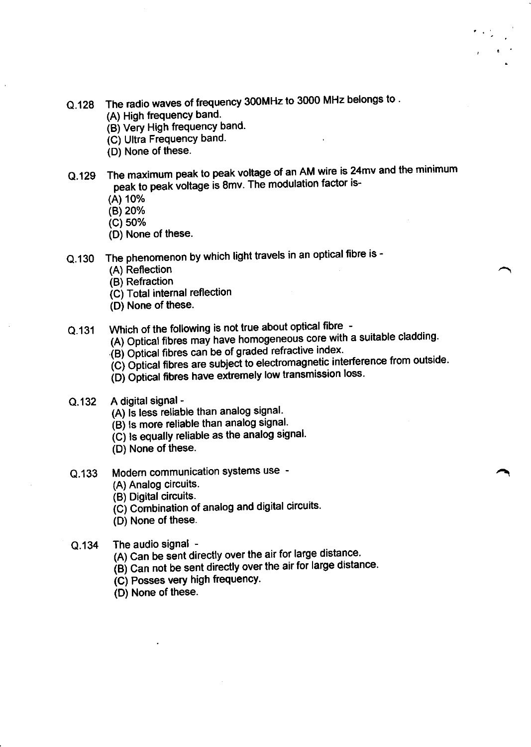Q.128 The radio waves of frequency 300MHz to 3000 MHz belongs to .

(A) High frequency band.
(B) Very High frequency band.
(C) Ultra Frequency band.
(D) None of these.

Q.129 The maximum peak to peak voltage of an AM wire is 24mv and the minimum peak to peak voltage is 8mv. The modulation factor is-

(A) 10%
(B) 20%
(C) 50%
(D) None of these.

Q.130 The phenomenon by which light travels in an optical fibre is -

(A) Reflection
(B) Refraction
(C) Total internal reflection
(D) None of these.

Q.131 Which of the following is not true about optical fibre -

(A) Optical fibres may have homogeneous core with a suitable cladding.
(B) Optical fibres can be of graded refractive index.
(C) Optical fibres are subject to electromagnetic interference from outside.
(D) Optical fibres have extremely low transmission loss.

Q.132 A digital signal -

(A) Is less reliable than analog signal.
(B) Is more reliable than analog signal.
(C) Is equally reliable as the analog signal.
(D) None of these.

Q.133 Modern communication systems use -

(A) Analog circuits.
(B) Digital circuits.
(C) Combination of analog and digital circuits.
(D) None of these.

Q.134 The audio signal -

(A) Can be sent directly over the air for large distance.
(B) Can not be sent directly over the air for large distance.
(C) Posses very high frequency.
(D) None of these.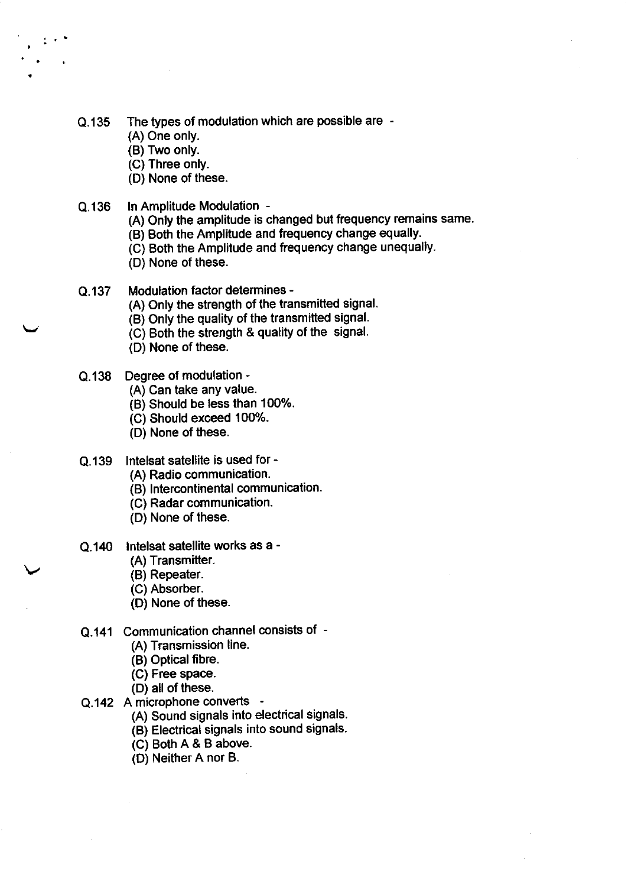Q.135 The types of modulation which are possible are -

(A) One only.
(B) Two only.
(C) Three only.
(D) None of these.

Q.136 In Amplitude Modulation -

(A) Only the amplitude is changed but frequency remains same.
(B) Both the Amplitude and frequency change equally.
(C) Both the Amplitude and frequency change unequally.
(D) None of these.

Q.137 Modulation factor determines -

(A) Only the strength of the transmitted signal.
(B) Only the quality of the transmitted signal.
(C) Both the strength & quality of the signal.
(D) None of these.

Q.138 Degree of modulation -

(A) Can take any value.
(B) Should be less than 100%.
(C) Should exceed 100%.
(D) None of these.

Q.139 Intelsat satellite is used for -

(A) Radio communication.
(B) Intercontinental communication.
(C) Radar communication.
(D) None of these.

Q.140 Intelsat satellite works as a -

(A) Transmitter.
(B) Repeater.
(C) Absorber.
(D) None of these.

Q.141 Communication channel consists of -

(A) Transmission line.
(B) Optical fibre.
(C) Free space.
(D) all of these.

Q.142 A microphone converts -

(A) Sound signals into electrical signals.
(B) Electrical signals into sound signals.
(C) Both A & B above.
(D) Neither A nor B.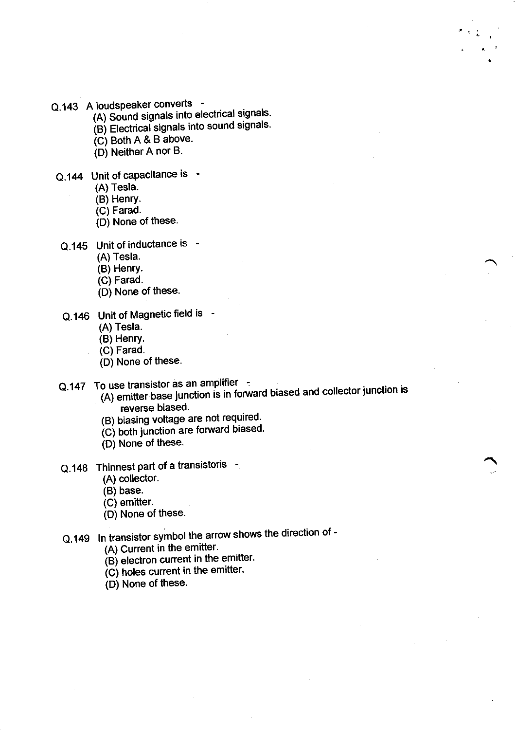Q.143 A loudspeaker converts -

(A) Sound signals into electrical signals.
(B) Electrical signals into sound signals.
(C) Both A & B above.
(D) Neither A nor B.

Q.144 Unit of capacitance is -

(A) Tesla.
(B) Henry.
(C) Farad.
(D) None of these.

Q.145 Unit of inductance is -

(A) Tesla.
(B) Henry.
(C) Farad.
(D) None of these.

Q.146 Unit of Magnetic field is -

(A) Tesla.
(B) Henry.
(C) Farad.
(D) None of these.

Q.147 To use transistor as an amplifier -

(A) emitter base junction is in forward biased and collector junction is reverse biased.
(B) biasing voltage are not required.
(C) both junction are forward biased.
(D) None of these.

Q.148 Thinnest part of a transistoris -

(A) collector.
(B) base.
(C) emitter.
(D) None of these.

Q.149 In transistor symbol the arrow shows the direction of -

(A) Current in the emitter.
(B) electron current in the emitter.
(C) holes current in the emitter.
(D) None of these.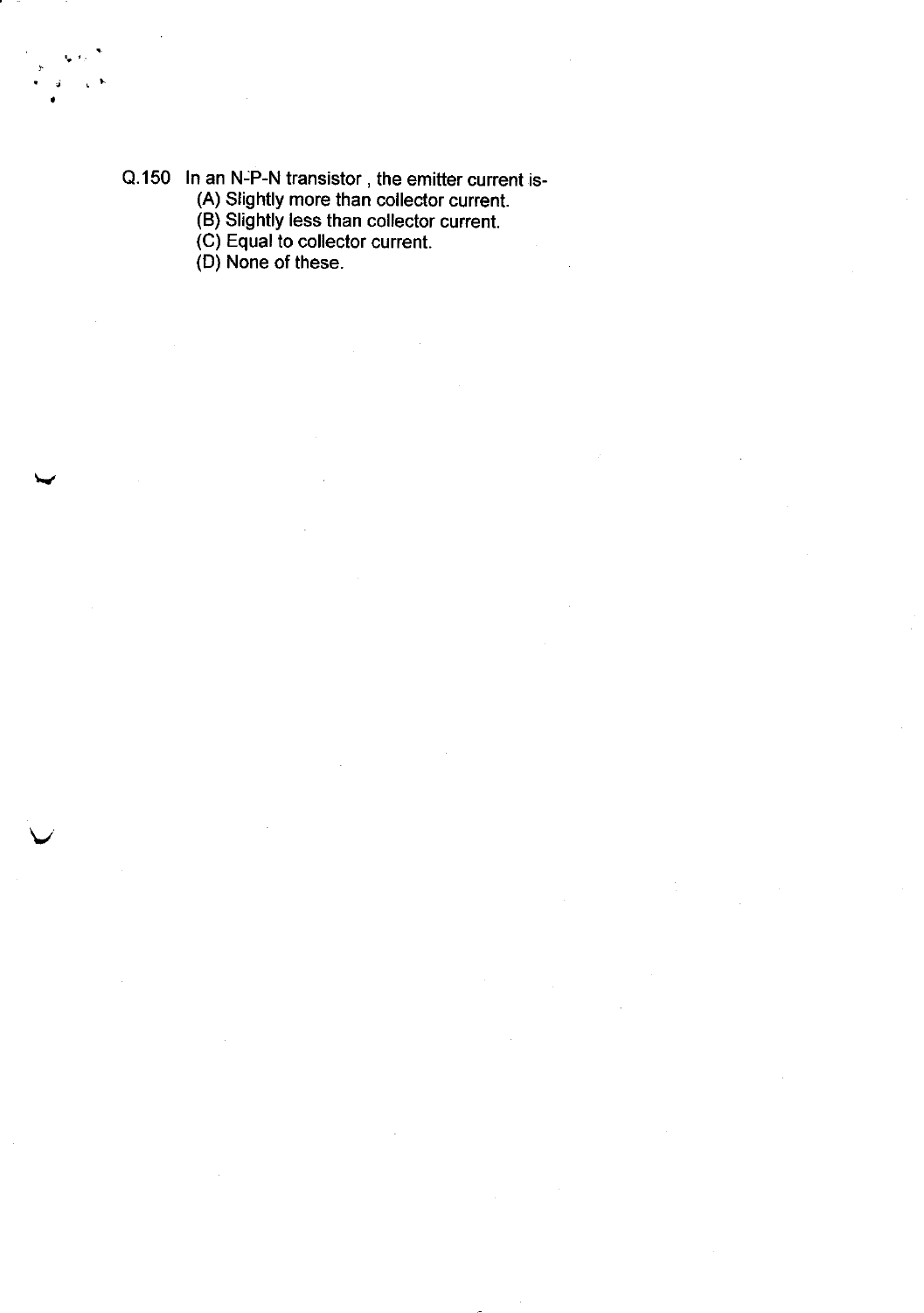Q.150 In an N-P-N transistor , the emitter current is-

(A) Slightly more than collector current.  
(B) Slightly less than collector current.  
(C) Equal to collector current.  
(D) None of these.